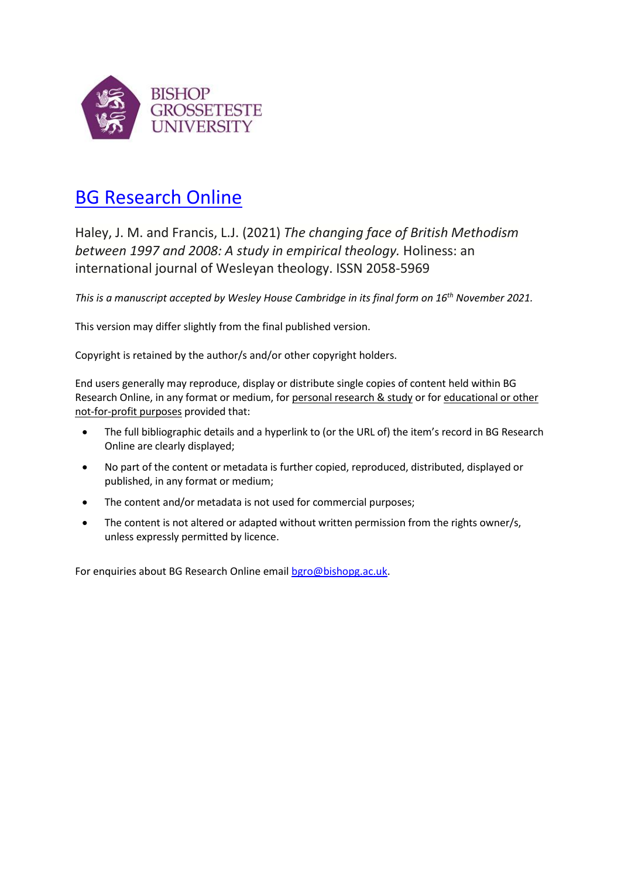BISHOP GROSSETESTE UNIVERSITY

# BG Research Online

Haley, J. M. and Francis, L.J. (2021) *The changing face of British Methodism between 1997 and 2008: A study in empirical theology.* Holiness: an international journal of Wesleyan theology. ISSN 2058-5969

*This is a manuscript accepted by Wesley House Cambridge in its final form on 16th November 2021.*

This version may differ slightly from the final published version.

Copyright is retained by the author/s and/or other copyright holders.

End users generally may reproduce, display or distribute single copies of content held within BG Research Online, in any format or medium, for personal research & study or for educational or other not-for-profit purposes provided that:

- The full bibliographic details and a hyperlink to (or the URL of) the item's record in BG Research Online are clearly displayed;
- No part of the content or metadata is further copied, reproduced, distributed, displayed or published, in any format or medium;
- The content and/or metadata is not used for commercial purposes;
- The content is not altered or adapted without written permission from the rights owner/s, unless expressly permitted by licence.

For enquiries about BG Research Online email bgro@bishopg.ac.uk.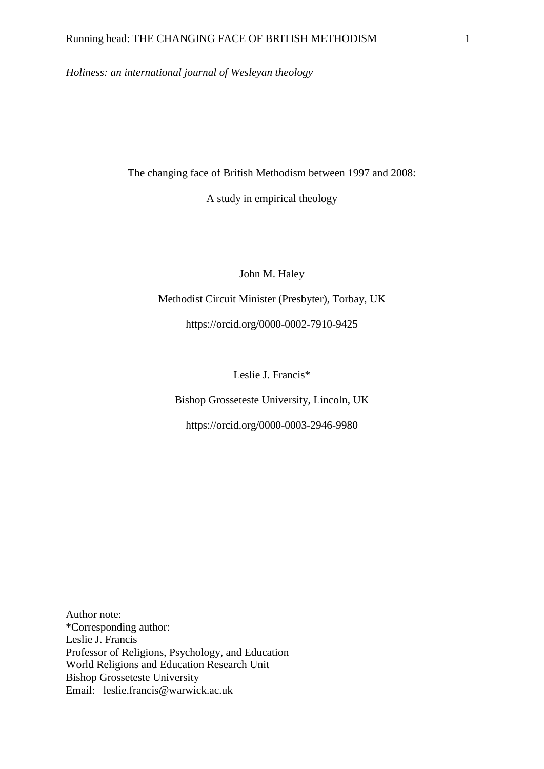*Holiness: an international journal of Wesleyan theology*

# The changing face of British Methodism between 1997 and 2008:

# A study in empirical theology

John M. Haley

Methodist Circuit Minister (Presbyter), Torbay, UK

https://orcid.org/0000-0002-7910-9425

Leslie J. Francis*

Bishop Grosseteste University, Lincoln, UK

https://orcid.org/0000-0003-2946-9980

Author note:
*Corresponding author:
Leslie J. Francis
Professor of Religions, Psychology, and Education
World Religions and Education Research Unit
Bishop Grosseteste University
Email: leslie.francis@warwick.ac.uk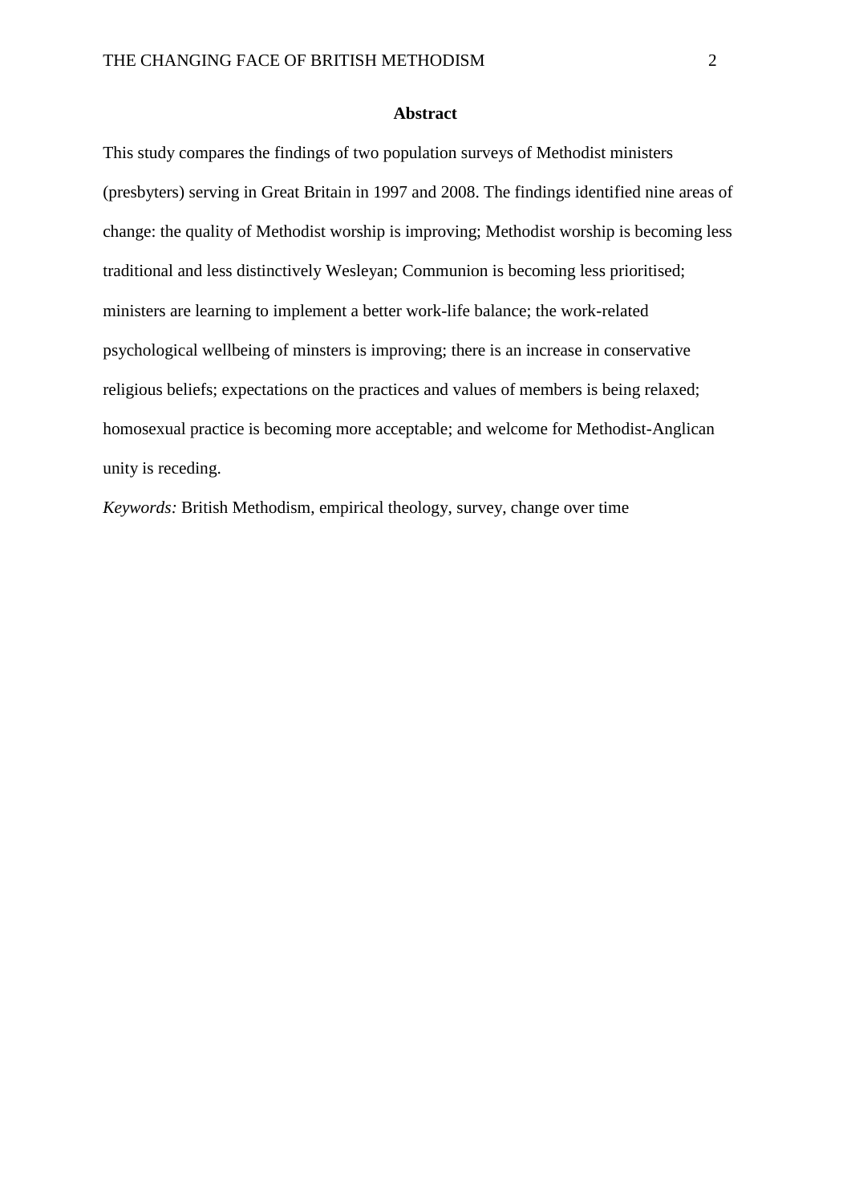## Abstract

This study compares the findings of two population surveys of Methodist ministers (presbyters) serving in Great Britain in 1997 and 2008. The findings identified nine areas of change: the quality of Methodist worship is improving; Methodist worship is becoming less traditional and less distinctively Wesleyan; Communion is becoming less prioritised; ministers are learning to implement a better work-life balance; the work-related psychological wellbeing of minsters is improving; there is an increase in conservative religious beliefs; expectations on the practices and values of members is being relaxed; homosexual practice is becoming more acceptable; and welcome for Methodist-Anglican unity is receding.

*Keywords:* British Methodism, empirical theology, survey, change over time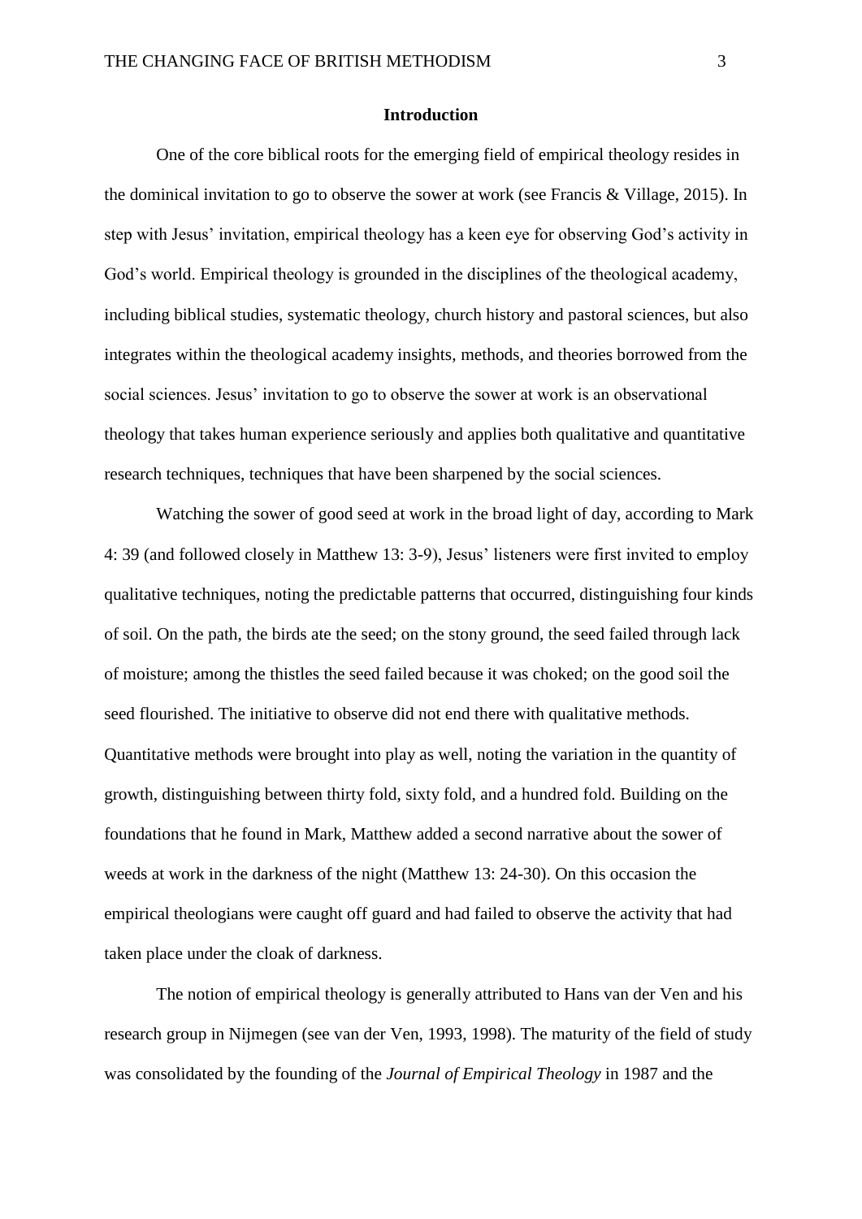## Introduction

One of the core biblical roots for the emerging field of empirical theology resides in the dominical invitation to go to observe the sower at work (see Francis & Village, 2015). In step with Jesus' invitation, empirical theology has a keen eye for observing God's activity in God's world. Empirical theology is grounded in the disciplines of the theological academy, including biblical studies, systematic theology, church history and pastoral sciences, but also integrates within the theological academy insights, methods, and theories borrowed from the social sciences. Jesus' invitation to go to observe the sower at work is an observational theology that takes human experience seriously and applies both qualitative and quantitative research techniques, techniques that have been sharpened by the social sciences.

Watching the sower of good seed at work in the broad light of day, according to Mark 4: 39 (and followed closely in Matthew 13: 3-9), Jesus' listeners were first invited to employ qualitative techniques, noting the predictable patterns that occurred, distinguishing four kinds of soil. On the path, the birds ate the seed; on the stony ground, the seed failed through lack of moisture; among the thistles the seed failed because it was choked; on the good soil the seed flourished. The initiative to observe did not end there with qualitative methods. Quantitative methods were brought into play as well, noting the variation in the quantity of growth, distinguishing between thirty fold, sixty fold, and a hundred fold. Building on the foundations that he found in Mark, Matthew added a second narrative about the sower of weeds at work in the darkness of the night (Matthew 13: 24-30). On this occasion the empirical theologians were caught off guard and had failed to observe the activity that had taken place under the cloak of darkness.

The notion of empirical theology is generally attributed to Hans van der Ven and his research group in Nijmegen (see van der Ven, 1993, 1998). The maturity of the field of study was consolidated by the founding of the *Journal of Empirical Theology* in 1987 and the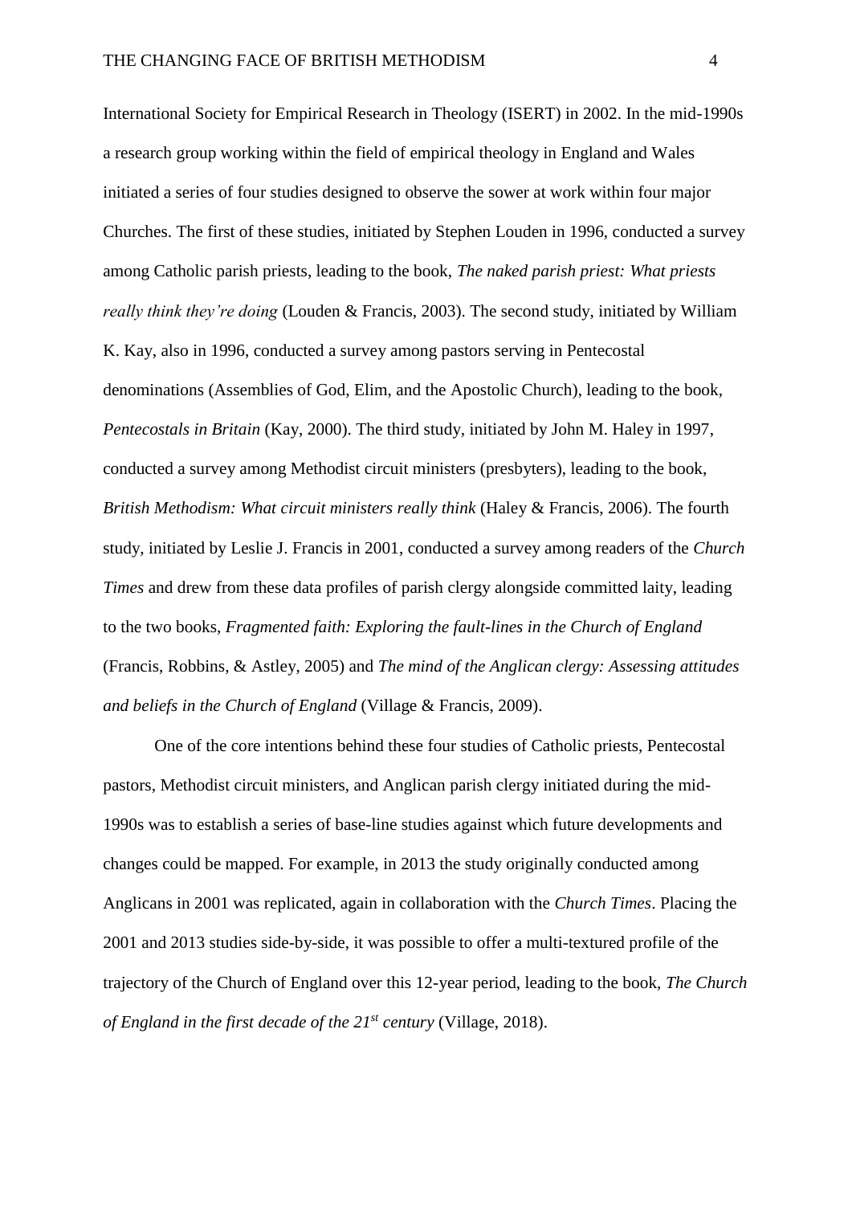International Society for Empirical Research in Theology (ISERT) in 2002. In the mid-1990s a research group working within the field of empirical theology in England and Wales initiated a series of four studies designed to observe the sower at work within four major Churches. The first of these studies, initiated by Stephen Louden in 1996, conducted a survey among Catholic parish priests, leading to the book, *The naked parish priest: What priests really think they're doing* (Louden & Francis, 2003). The second study, initiated by William K. Kay, also in 1996, conducted a survey among pastors serving in Pentecostal denominations (Assemblies of God, Elim, and the Apostolic Church), leading to the book, *Pentecostals in Britain* (Kay, 2000). The third study, initiated by John M. Haley in 1997, conducted a survey among Methodist circuit ministers (presbyters), leading to the book, *British Methodism: What circuit ministers really think* (Haley & Francis, 2006). The fourth study, initiated by Leslie J. Francis in 2001, conducted a survey among readers of the *Church Times* and drew from these data profiles of parish clergy alongside committed laity, leading to the two books, *Fragmented faith: Exploring the fault-lines in the Church of England* (Francis, Robbins, & Astley, 2005) and *The mind of the Anglican clergy: Assessing attitudes and beliefs in the Church of England* (Village & Francis, 2009).

One of the core intentions behind these four studies of Catholic priests, Pentecostal pastors, Methodist circuit ministers, and Anglican parish clergy initiated during the mid-1990s was to establish a series of base-line studies against which future developments and changes could be mapped. For example, in 2013 the study originally conducted among Anglicans in 2001 was replicated, again in collaboration with the *Church Times*. Placing the 2001 and 2013 studies side-by-side, it was possible to offer a multi-textured profile of the trajectory of the Church of England over this 12-year period, leading to the book, *The Church of England in the first decade of the 21st century* (Village, 2018).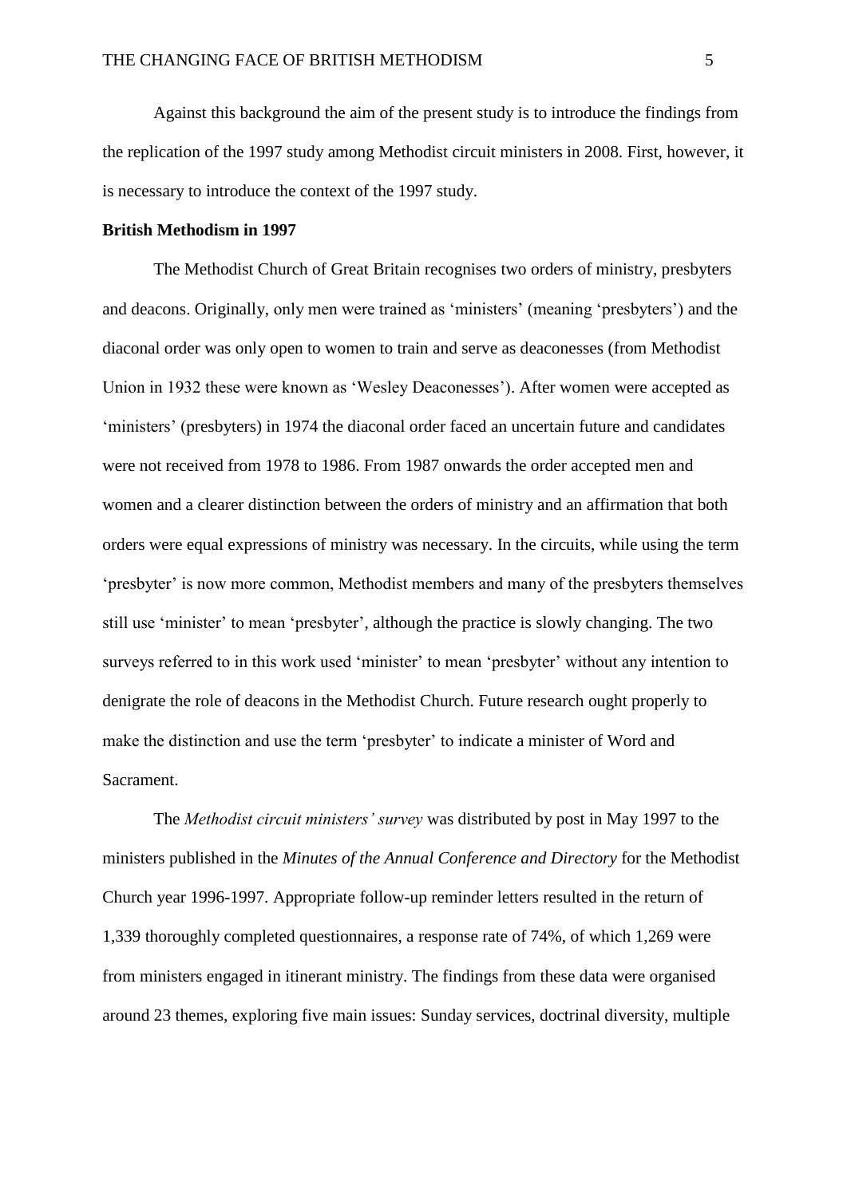Against this background the aim of the present study is to introduce the findings from the replication of the 1997 study among Methodist circuit ministers in 2008. First, however, it is necessary to introduce the context of the 1997 study.

**British Methodism in 1997**

The Methodist Church of Great Britain recognises two orders of ministry, presbyters and deacons. Originally, only men were trained as 'ministers' (meaning 'presbyters') and the diaconal order was only open to women to train and serve as deaconesses (from Methodist Union in 1932 these were known as 'Wesley Deaconesses'). After women were accepted as 'ministers' (presbyters) in 1974 the diaconal order faced an uncertain future and candidates were not received from 1978 to 1986. From 1987 onwards the order accepted men and women and a clearer distinction between the orders of ministry and an affirmation that both orders were equal expressions of ministry was necessary. In the circuits, while using the term 'presbyter' is now more common, Methodist members and many of the presbyters themselves still use 'minister' to mean 'presbyter', although the practice is slowly changing. The two surveys referred to in this work used 'minister' to mean 'presbyter' without any intention to denigrate the role of deacons in the Methodist Church. Future research ought properly to make the distinction and use the term 'presbyter' to indicate a minister of Word and Sacrament.

The *Methodist circuit ministers' survey* was distributed by post in May 1997 to the ministers published in the *Minutes of the Annual Conference and Directory* for the Methodist Church year 1996-1997. Appropriate follow-up reminder letters resulted in the return of 1,339 thoroughly completed questionnaires, a response rate of 74%, of which 1,269 were from ministers engaged in itinerant ministry. The findings from these data were organised around 23 themes, exploring five main issues: Sunday services, doctrinal diversity, multiple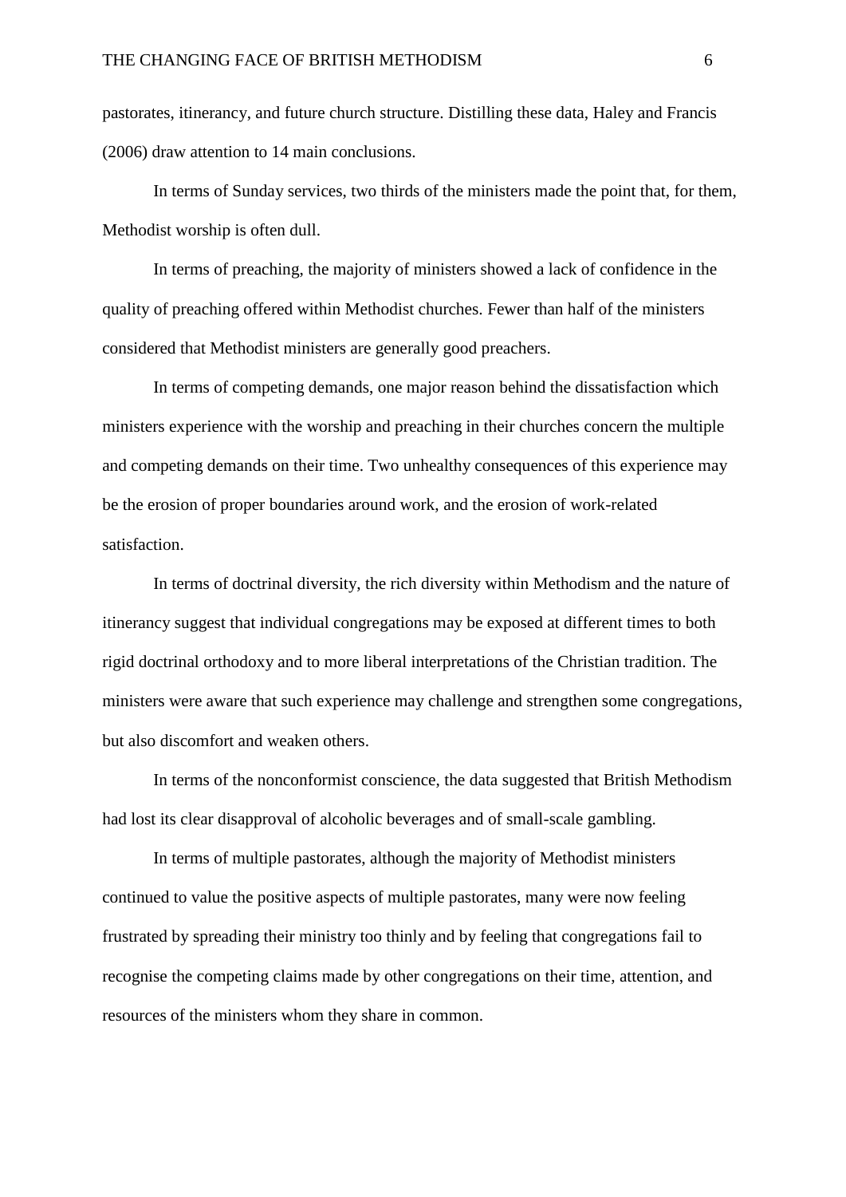pastorates, itinerancy, and future church structure. Distilling these data, Haley and Francis (2006) draw attention to 14 main conclusions.

In terms of Sunday services, two thirds of the ministers made the point that, for them, Methodist worship is often dull.

In terms of preaching, the majority of ministers showed a lack of confidence in the quality of preaching offered within Methodist churches. Fewer than half of the ministers considered that Methodist ministers are generally good preachers.

In terms of competing demands, one major reason behind the dissatisfaction which ministers experience with the worship and preaching in their churches concern the multiple and competing demands on their time. Two unhealthy consequences of this experience may be the erosion of proper boundaries around work, and the erosion of work-related satisfaction.

In terms of doctrinal diversity, the rich diversity within Methodism and the nature of itinerancy suggest that individual congregations may be exposed at different times to both rigid doctrinal orthodoxy and to more liberal interpretations of the Christian tradition. The ministers were aware that such experience may challenge and strengthen some congregations, but also discomfort and weaken others.

In terms of the nonconformist conscience, the data suggested that British Methodism had lost its clear disapproval of alcoholic beverages and of small-scale gambling.

In terms of multiple pastorates, although the majority of Methodist ministers continued to value the positive aspects of multiple pastorates, many were now feeling frustrated by spreading their ministry too thinly and by feeling that congregations fail to recognise the competing claims made by other congregations on their time, attention, and resources of the ministers whom they share in common.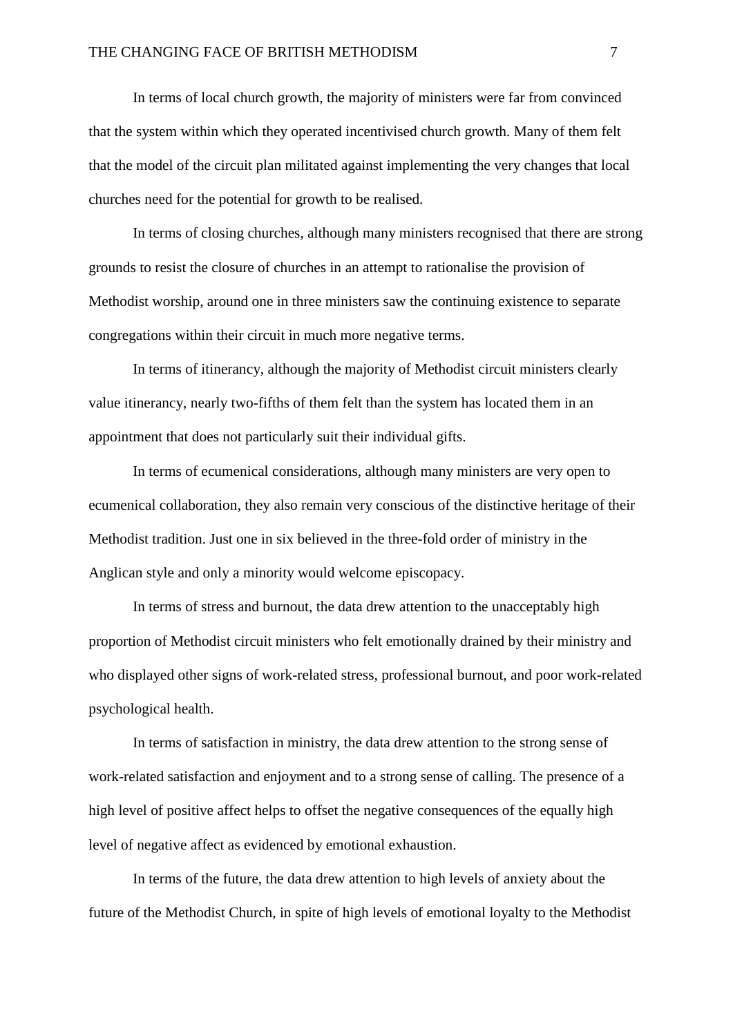In terms of local church growth, the majority of ministers were far from convinced that the system within which they operated incentivised church growth. Many of them felt that the model of the circuit plan militated against implementing the very changes that local churches need for the potential for growth to be realised.

In terms of closing churches, although many ministers recognised that there are strong grounds to resist the closure of churches in an attempt to rationalise the provision of Methodist worship, around one in three ministers saw the continuing existence to separate congregations within their circuit in much more negative terms.

In terms of itinerancy, although the majority of Methodist circuit ministers clearly value itinerancy, nearly two-fifths of them felt than the system has located them in an appointment that does not particularly suit their individual gifts.

In terms of ecumenical considerations, although many ministers are very open to ecumenical collaboration, they also remain very conscious of the distinctive heritage of their Methodist tradition. Just one in six believed in the three-fold order of ministry in the Anglican style and only a minority would welcome episcopacy.

In terms of stress and burnout, the data drew attention to the unacceptably high proportion of Methodist circuit ministers who felt emotionally drained by their ministry and who displayed other signs of work-related stress, professional burnout, and poor work-related psychological health.

In terms of satisfaction in ministry, the data drew attention to the strong sense of work-related satisfaction and enjoyment and to a strong sense of calling. The presence of a high level of positive affect helps to offset the negative consequences of the equally high level of negative affect as evidenced by emotional exhaustion.

In terms of the future, the data drew attention to high levels of anxiety about the future of the Methodist Church, in spite of high levels of emotional loyalty to the Methodist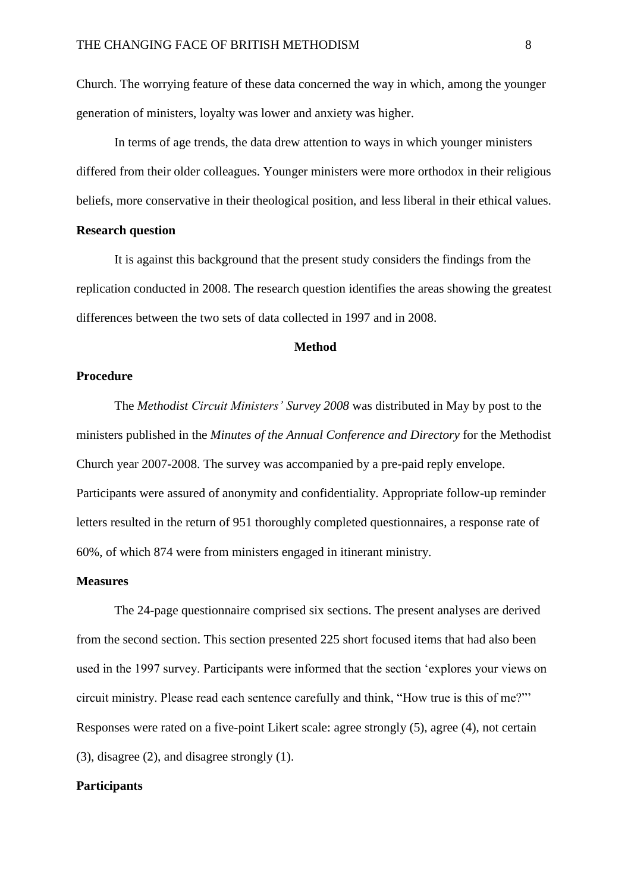Church. The worrying feature of these data concerned the way in which, among the younger generation of ministers, loyalty was lower and anxiety was higher.

In terms of age trends, the data drew attention to ways in which younger ministers differed from their older colleagues. Younger ministers were more orthodox in their religious beliefs, more conservative in their theological position, and less liberal in their ethical values.

### Research question

It is against this background that the present study considers the findings from the replication conducted in 2008. The research question identifies the areas showing the greatest differences between the two sets of data collected in 1997 and in 2008.

## Method

### Procedure

The *Methodist Circuit Ministers' Survey 2008* was distributed in May by post to the ministers published in the *Minutes of the Annual Conference and Directory* for the Methodist Church year 2007-2008. The survey was accompanied by a pre-paid reply envelope. Participants were assured of anonymity and confidentiality. Appropriate follow-up reminder letters resulted in the return of 951 thoroughly completed questionnaires, a response rate of 60%, of which 874 were from ministers engaged in itinerant ministry.

### Measures

The 24-page questionnaire comprised six sections. The present analyses are derived from the second section. This section presented 225 short focused items that had also been used in the 1997 survey. Participants were informed that the section 'explores your views on circuit ministry. Please read each sentence carefully and think, "How true is this of me?"' Responses were rated on a five-point Likert scale: agree strongly (5), agree (4), not certain (3), disagree (2), and disagree strongly (1).

### Participants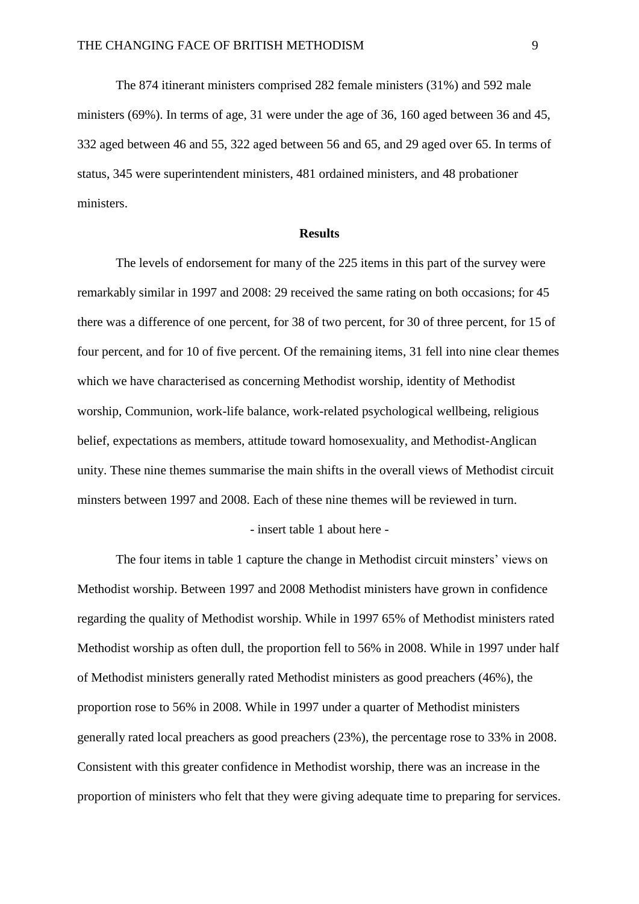The 874 itinerant ministers comprised 282 female ministers (31%) and 592 male ministers (69%). In terms of age, 31 were under the age of 36, 160 aged between 36 and 45, 332 aged between 46 and 55, 322 aged between 56 and 65, and 29 aged over 65. In terms of status, 345 were superintendent ministers, 481 ordained ministers, and 48 probationer ministers.

## Results

The levels of endorsement for many of the 225 items in this part of the survey were remarkably similar in 1997 and 2008: 29 received the same rating on both occasions; for 45 there was a difference of one percent, for 38 of two percent, for 30 of three percent, for 15 of four percent, and for 10 of five percent. Of the remaining items, 31 fell into nine clear themes which we have characterised as concerning Methodist worship, identity of Methodist worship, Communion, work-life balance, work-related psychological wellbeing, religious belief, expectations as members, attitude toward homosexuality, and Methodist-Anglican unity. These nine themes summarise the main shifts in the overall views of Methodist circuit minsters between 1997 and 2008. Each of these nine themes will be reviewed in turn.

- insert table 1 about here -

The four items in table 1 capture the change in Methodist circuit minsters' views on Methodist worship. Between 1997 and 2008 Methodist ministers have grown in confidence regarding the quality of Methodist worship. While in 1997 65% of Methodist ministers rated Methodist worship as often dull, the proportion fell to 56% in 2008. While in 1997 under half of Methodist ministers generally rated Methodist ministers as good preachers (46%), the proportion rose to 56% in 2008. While in 1997 under a quarter of Methodist ministers generally rated local preachers as good preachers (23%), the percentage rose to 33% in 2008. Consistent with this greater confidence in Methodist worship, there was an increase in the proportion of ministers who felt that they were giving adequate time to preparing for services.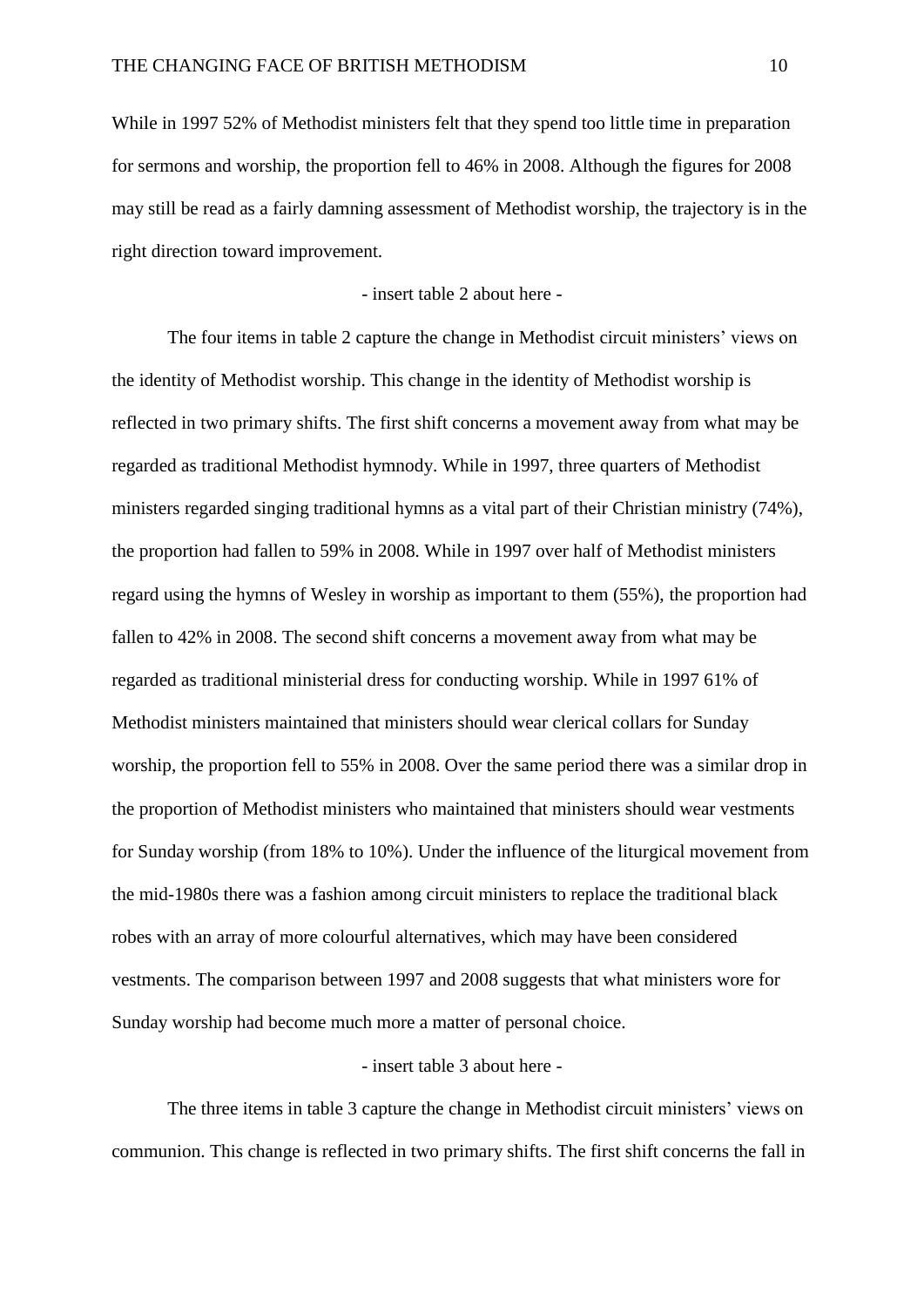While in 1997 52% of Methodist ministers felt that they spend too little time in preparation for sermons and worship, the proportion fell to 46% in 2008. Although the figures for 2008 may still be read as a fairly damning assessment of Methodist worship, the trajectory is in the right direction toward improvement.

- insert table 2 about here -

The four items in table 2 capture the change in Methodist circuit ministers' views on the identity of Methodist worship. This change in the identity of Methodist worship is reflected in two primary shifts. The first shift concerns a movement away from what may be regarded as traditional Methodist hymnody. While in 1997, three quarters of Methodist ministers regarded singing traditional hymns as a vital part of their Christian ministry (74%), the proportion had fallen to 59% in 2008. While in 1997 over half of Methodist ministers regard using the hymns of Wesley in worship as important to them (55%), the proportion had fallen to 42% in 2008. The second shift concerns a movement away from what may be regarded as traditional ministerial dress for conducting worship. While in 1997 61% of Methodist ministers maintained that ministers should wear clerical collars for Sunday worship, the proportion fell to 55% in 2008. Over the same period there was a similar drop in the proportion of Methodist ministers who maintained that ministers should wear vestments for Sunday worship (from 18% to 10%). Under the influence of the liturgical movement from the mid-1980s there was a fashion among circuit ministers to replace the traditional black robes with an array of more colourful alternatives, which may have been considered vestments. The comparison between 1997 and 2008 suggests that what ministers wore for Sunday worship had become much more a matter of personal choice.

- insert table 3 about here -

The three items in table 3 capture the change in Methodist circuit ministers' views on communion. This change is reflected in two primary shifts. The first shift concerns the fall in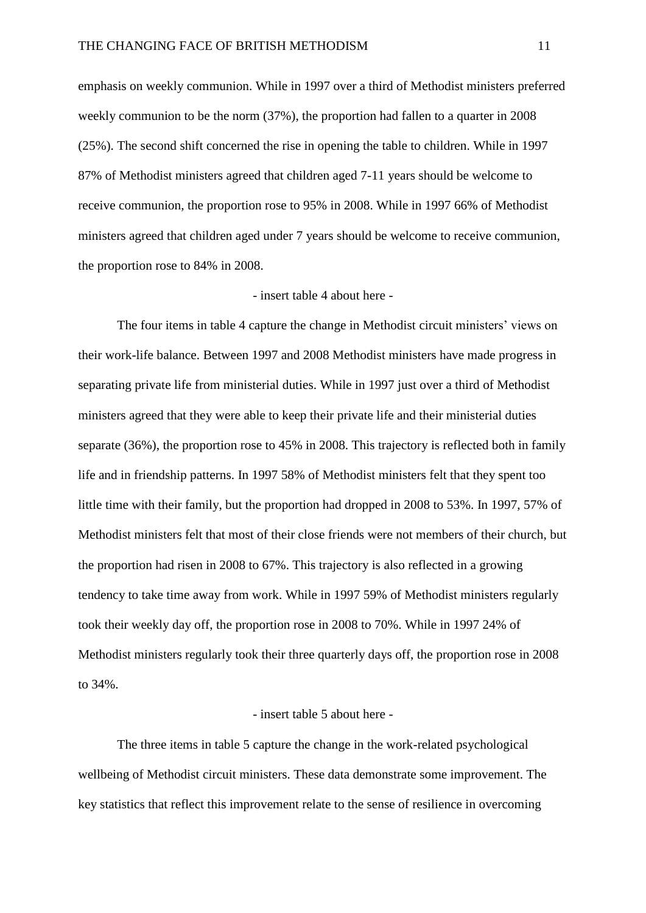emphasis on weekly communion. While in 1997 over a third of Methodist ministers preferred weekly communion to be the norm (37%), the proportion had fallen to a quarter in 2008 (25%). The second shift concerned the rise in opening the table to children. While in 1997 87% of Methodist ministers agreed that children aged 7-11 years should be welcome to receive communion, the proportion rose to 95% in 2008. While in 1997 66% of Methodist ministers agreed that children aged under 7 years should be welcome to receive communion, the proportion rose to 84% in 2008.

- insert table 4 about here -

The four items in table 4 capture the change in Methodist circuit ministers' views on their work-life balance. Between 1997 and 2008 Methodist ministers have made progress in separating private life from ministerial duties. While in 1997 just over a third of Methodist ministers agreed that they were able to keep their private life and their ministerial duties separate (36%), the proportion rose to 45% in 2008. This trajectory is reflected both in family life and in friendship patterns. In 1997 58% of Methodist ministers felt that they spent too little time with their family, but the proportion had dropped in 2008 to 53%. In 1997, 57% of Methodist ministers felt that most of their close friends were not members of their church, but the proportion had risen in 2008 to 67%. This trajectory is also reflected in a growing tendency to take time away from work. While in 1997 59% of Methodist ministers regularly took their weekly day off, the proportion rose in 2008 to 70%. While in 1997 24% of Methodist ministers regularly took their three quarterly days off, the proportion rose in 2008 to 34%.

- insert table 5 about here -

The three items in table 5 capture the change in the work-related psychological wellbeing of Methodist circuit ministers. These data demonstrate some improvement. The key statistics that reflect this improvement relate to the sense of resilience in overcoming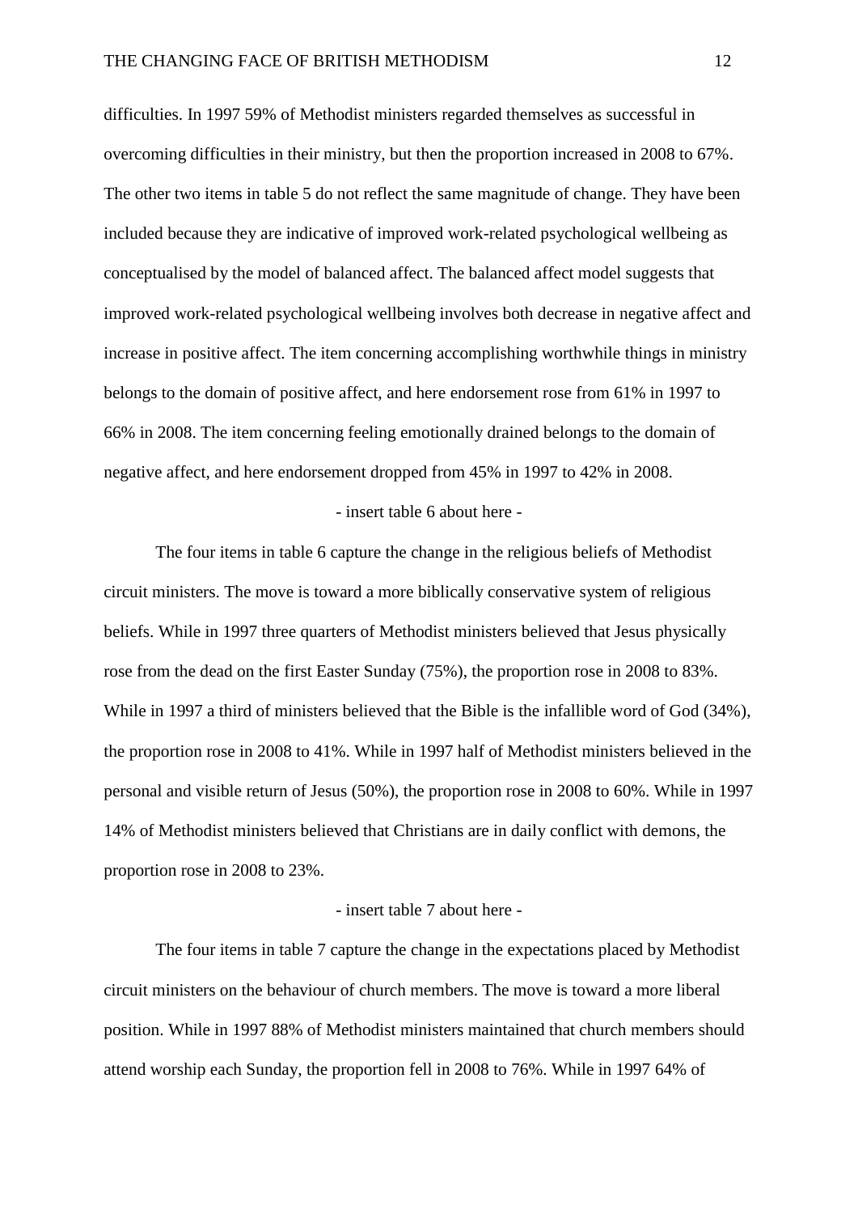difficulties. In 1997 59% of Methodist ministers regarded themselves as successful in overcoming difficulties in their ministry, but then the proportion increased in 2008 to 67%. The other two items in table 5 do not reflect the same magnitude of change. They have been included because they are indicative of improved work-related psychological wellbeing as conceptualised by the model of balanced affect. The balanced affect model suggests that improved work-related psychological wellbeing involves both decrease in negative affect and increase in positive affect. The item concerning accomplishing worthwhile things in ministry belongs to the domain of positive affect, and here endorsement rose from 61% in 1997 to 66% in 2008. The item concerning feeling emotionally drained belongs to the domain of negative affect, and here endorsement dropped from 45% in 1997 to 42% in 2008.

- insert table 6 about here -

The four items in table 6 capture the change in the religious beliefs of Methodist circuit ministers. The move is toward a more biblically conservative system of religious beliefs. While in 1997 three quarters of Methodist ministers believed that Jesus physically rose from the dead on the first Easter Sunday (75%), the proportion rose in 2008 to 83%. While in 1997 a third of ministers believed that the Bible is the infallible word of God (34%), the proportion rose in 2008 to 41%. While in 1997 half of Methodist ministers believed in the personal and visible return of Jesus (50%), the proportion rose in 2008 to 60%. While in 1997 14% of Methodist ministers believed that Christians are in daily conflict with demons, the proportion rose in 2008 to 23%.

- insert table 7 about here -

The four items in table 7 capture the change in the expectations placed by Methodist circuit ministers on the behaviour of church members. The move is toward a more liberal position. While in 1997 88% of Methodist ministers maintained that church members should attend worship each Sunday, the proportion fell in 2008 to 76%. While in 1997 64% of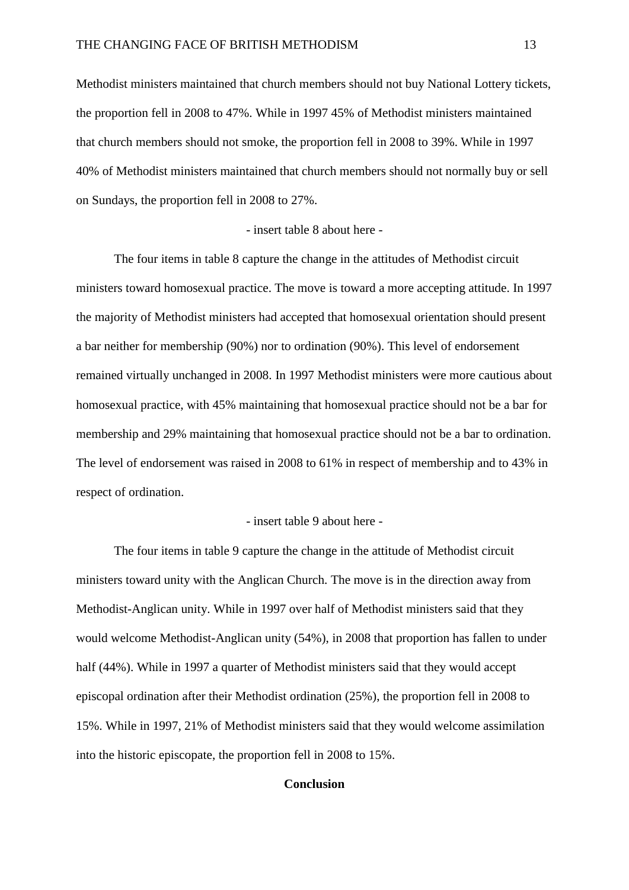Methodist ministers maintained that church members should not buy National Lottery tickets, the proportion fell in 2008 to 47%. While in 1997 45% of Methodist ministers maintained that church members should not smoke, the proportion fell in 2008 to 39%. While in 1997 40% of Methodist ministers maintained that church members should not normally buy or sell on Sundays, the proportion fell in 2008 to 27%.

- insert table 8 about here -

The four items in table 8 capture the change in the attitudes of Methodist circuit ministers toward homosexual practice. The move is toward a more accepting attitude. In 1997 the majority of Methodist ministers had accepted that homosexual orientation should present a bar neither for membership (90%) nor to ordination (90%). This level of endorsement remained virtually unchanged in 2008. In 1997 Methodist ministers were more cautious about homosexual practice, with 45% maintaining that homosexual practice should not be a bar for membership and 29% maintaining that homosexual practice should not be a bar to ordination. The level of endorsement was raised in 2008 to 61% in respect of membership and to 43% in respect of ordination.

- insert table 9 about here -

The four items in table 9 capture the change in the attitude of Methodist circuit ministers toward unity with the Anglican Church. The move is in the direction away from Methodist-Anglican unity. While in 1997 over half of Methodist ministers said that they would welcome Methodist-Anglican unity (54%), in 2008 that proportion has fallen to under half (44%). While in 1997 a quarter of Methodist ministers said that they would accept episcopal ordination after their Methodist ordination (25%), the proportion fell in 2008 to 15%. While in 1997, 21% of Methodist ministers said that they would welcome assimilation into the historic episcopate, the proportion fell in 2008 to 15%.

## Conclusion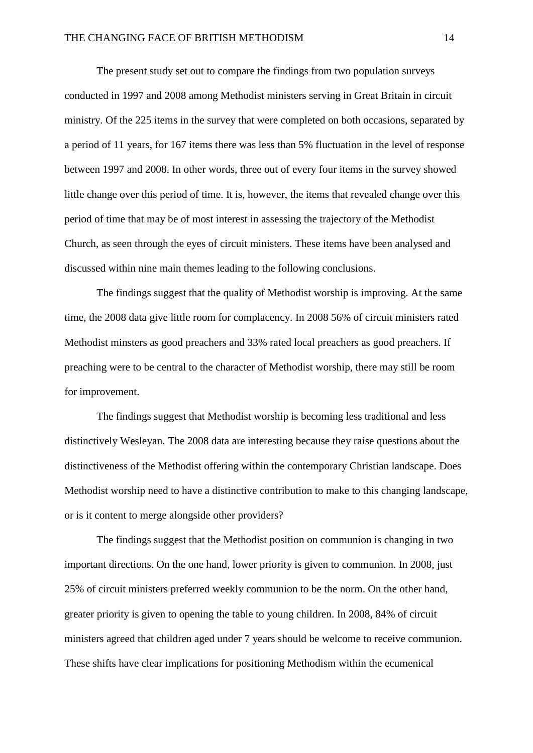The present study set out to compare the findings from two population surveys conducted in 1997 and 2008 among Methodist ministers serving in Great Britain in circuit ministry. Of the 225 items in the survey that were completed on both occasions, separated by a period of 11 years, for 167 items there was less than 5% fluctuation in the level of response between 1997 and 2008. In other words, three out of every four items in the survey showed little change over this period of time. It is, however, the items that revealed change over this period of time that may be of most interest in assessing the trajectory of the Methodist Church, as seen through the eyes of circuit ministers. These items have been analysed and discussed within nine main themes leading to the following conclusions.

The findings suggest that the quality of Methodist worship is improving. At the same time, the 2008 data give little room for complacency. In 2008 56% of circuit ministers rated Methodist minsters as good preachers and 33% rated local preachers as good preachers. If preaching were to be central to the character of Methodist worship, there may still be room for improvement.

The findings suggest that Methodist worship is becoming less traditional and less distinctively Wesleyan. The 2008 data are interesting because they raise questions about the distinctiveness of the Methodist offering within the contemporary Christian landscape. Does Methodist worship need to have a distinctive contribution to make to this changing landscape, or is it content to merge alongside other providers?

The findings suggest that the Methodist position on communion is changing in two important directions. On the one hand, lower priority is given to communion. In 2008, just 25% of circuit ministers preferred weekly communion to be the norm. On the other hand, greater priority is given to opening the table to young children. In 2008, 84% of circuit ministers agreed that children aged under 7 years should be welcome to receive communion. These shifts have clear implications for positioning Methodism within the ecumenical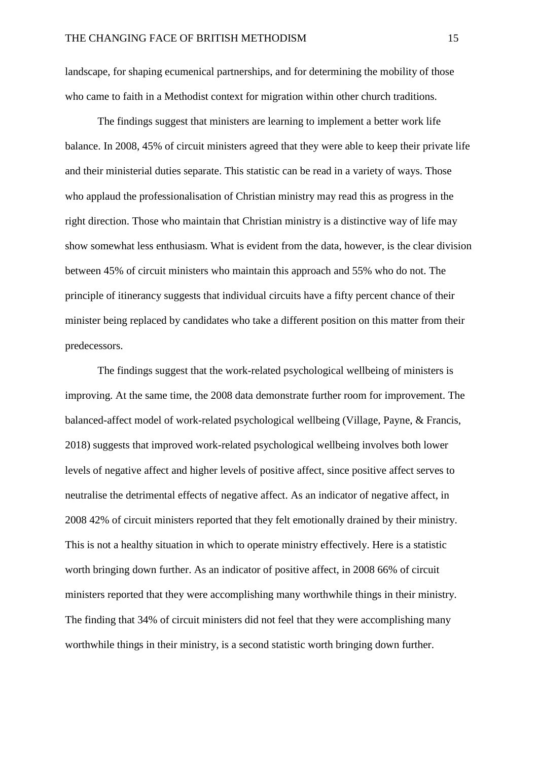landscape, for shaping ecumenical partnerships, and for determining the mobility of those who came to faith in a Methodist context for migration within other church traditions.

The findings suggest that ministers are learning to implement a better work life balance. In 2008, 45% of circuit ministers agreed that they were able to keep their private life and their ministerial duties separate. This statistic can be read in a variety of ways. Those who applaud the professionalisation of Christian ministry may read this as progress in the right direction. Those who maintain that Christian ministry is a distinctive way of life may show somewhat less enthusiasm. What is evident from the data, however, is the clear division between 45% of circuit ministers who maintain this approach and 55% who do not. The principle of itinerancy suggests that individual circuits have a fifty percent chance of their minister being replaced by candidates who take a different position on this matter from their predecessors.

The findings suggest that the work-related psychological wellbeing of ministers is improving. At the same time, the 2008 data demonstrate further room for improvement. The balanced-affect model of work-related psychological wellbeing (Village, Payne, & Francis, 2018) suggests that improved work-related psychological wellbeing involves both lower levels of negative affect and higher levels of positive affect, since positive affect serves to neutralise the detrimental effects of negative affect. As an indicator of negative affect, in 2008 42% of circuit ministers reported that they felt emotionally drained by their ministry. This is not a healthy situation in which to operate ministry effectively. Here is a statistic worth bringing down further. As an indicator of positive affect, in 2008 66% of circuit ministers reported that they were accomplishing many worthwhile things in their ministry. The finding that 34% of circuit ministers did not feel that they were accomplishing many worthwhile things in their ministry, is a second statistic worth bringing down further.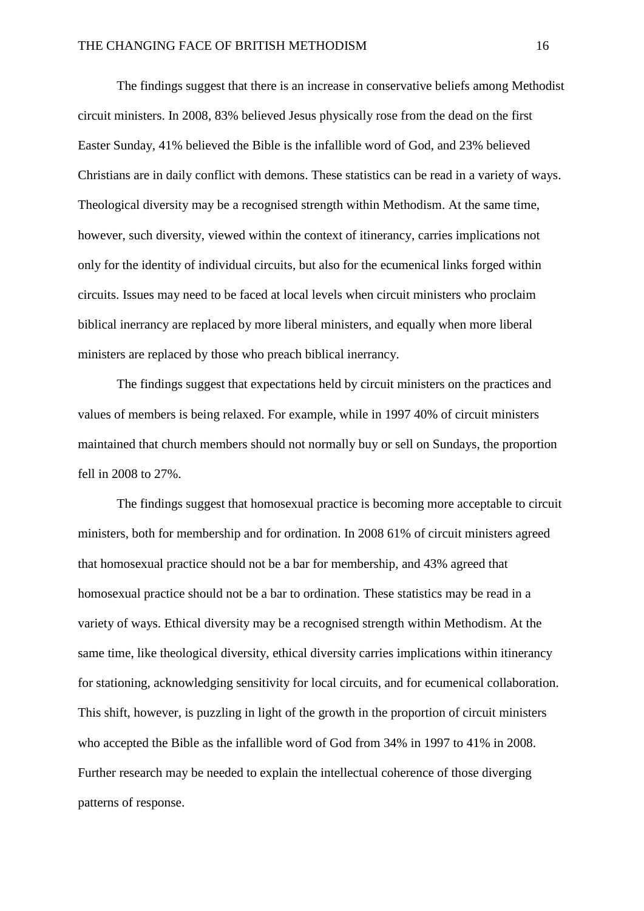The findings suggest that there is an increase in conservative beliefs among Methodist circuit ministers. In 2008, 83% believed Jesus physically rose from the dead on the first Easter Sunday, 41% believed the Bible is the infallible word of God, and 23% believed Christians are in daily conflict with demons. These statistics can be read in a variety of ways. Theological diversity may be a recognised strength within Methodism. At the same time, however, such diversity, viewed within the context of itinerancy, carries implications not only for the identity of individual circuits, but also for the ecumenical links forged within circuits. Issues may need to be faced at local levels when circuit ministers who proclaim biblical inerrancy are replaced by more liberal ministers, and equally when more liberal ministers are replaced by those who preach biblical inerrancy.

The findings suggest that expectations held by circuit ministers on the practices and values of members is being relaxed. For example, while in 1997 40% of circuit ministers maintained that church members should not normally buy or sell on Sundays, the proportion fell in 2008 to 27%.

The findings suggest that homosexual practice is becoming more acceptable to circuit ministers, both for membership and for ordination. In 2008 61% of circuit ministers agreed that homosexual practice should not be a bar for membership, and 43% agreed that homosexual practice should not be a bar to ordination. These statistics may be read in a variety of ways. Ethical diversity may be a recognised strength within Methodism. At the same time, like theological diversity, ethical diversity carries implications within itinerancy for stationing, acknowledging sensitivity for local circuits, and for ecumenical collaboration. This shift, however, is puzzling in light of the growth in the proportion of circuit ministers who accepted the Bible as the infallible word of God from 34% in 1997 to 41% in 2008. Further research may be needed to explain the intellectual coherence of those diverging patterns of response.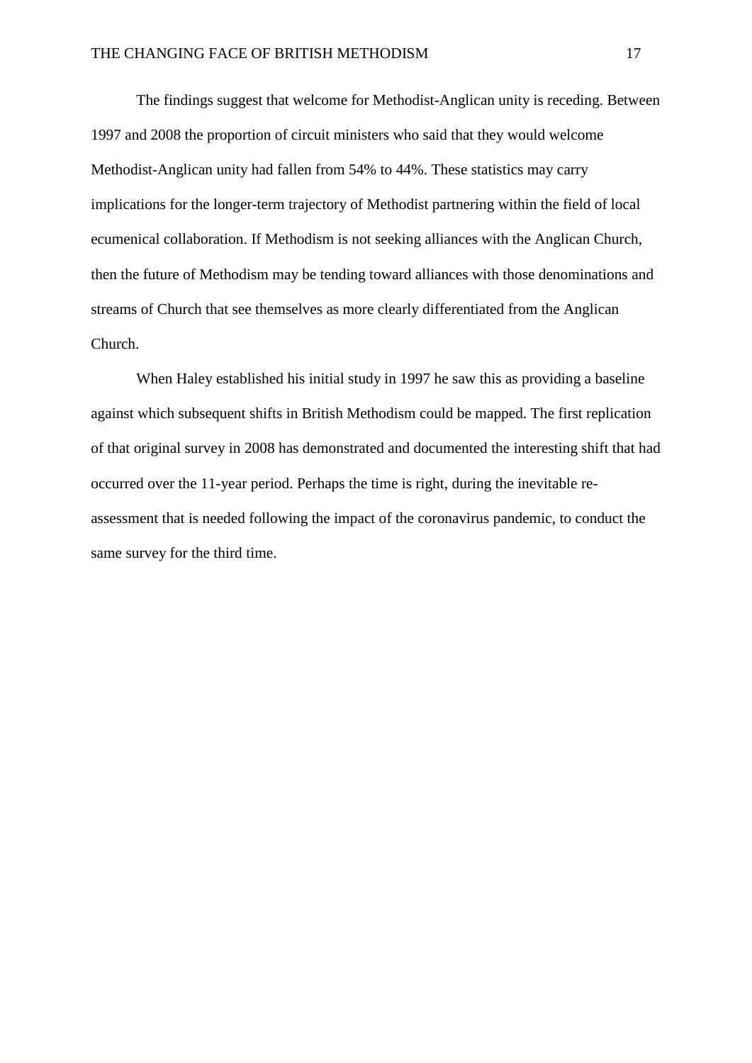The findings suggest that welcome for Methodist-Anglican unity is receding. Between 1997 and 2008 the proportion of circuit ministers who said that they would welcome Methodist-Anglican unity had fallen from 54% to 44%. These statistics may carry implications for the longer-term trajectory of Methodist partnering within the field of local ecumenical collaboration. If Methodism is not seeking alliances with the Anglican Church, then the future of Methodism may be tending toward alliances with those denominations and streams of Church that see themselves as more clearly differentiated from the Anglican Church.

When Haley established his initial study in 1997 he saw this as providing a baseline against which subsequent shifts in British Methodism could be mapped. The first replication of that original survey in 2008 has demonstrated and documented the interesting shift that had occurred over the 11-year period. Perhaps the time is right, during the inevitable re-assessment that is needed following the impact of the coronavirus pandemic, to conduct the same survey for the third time.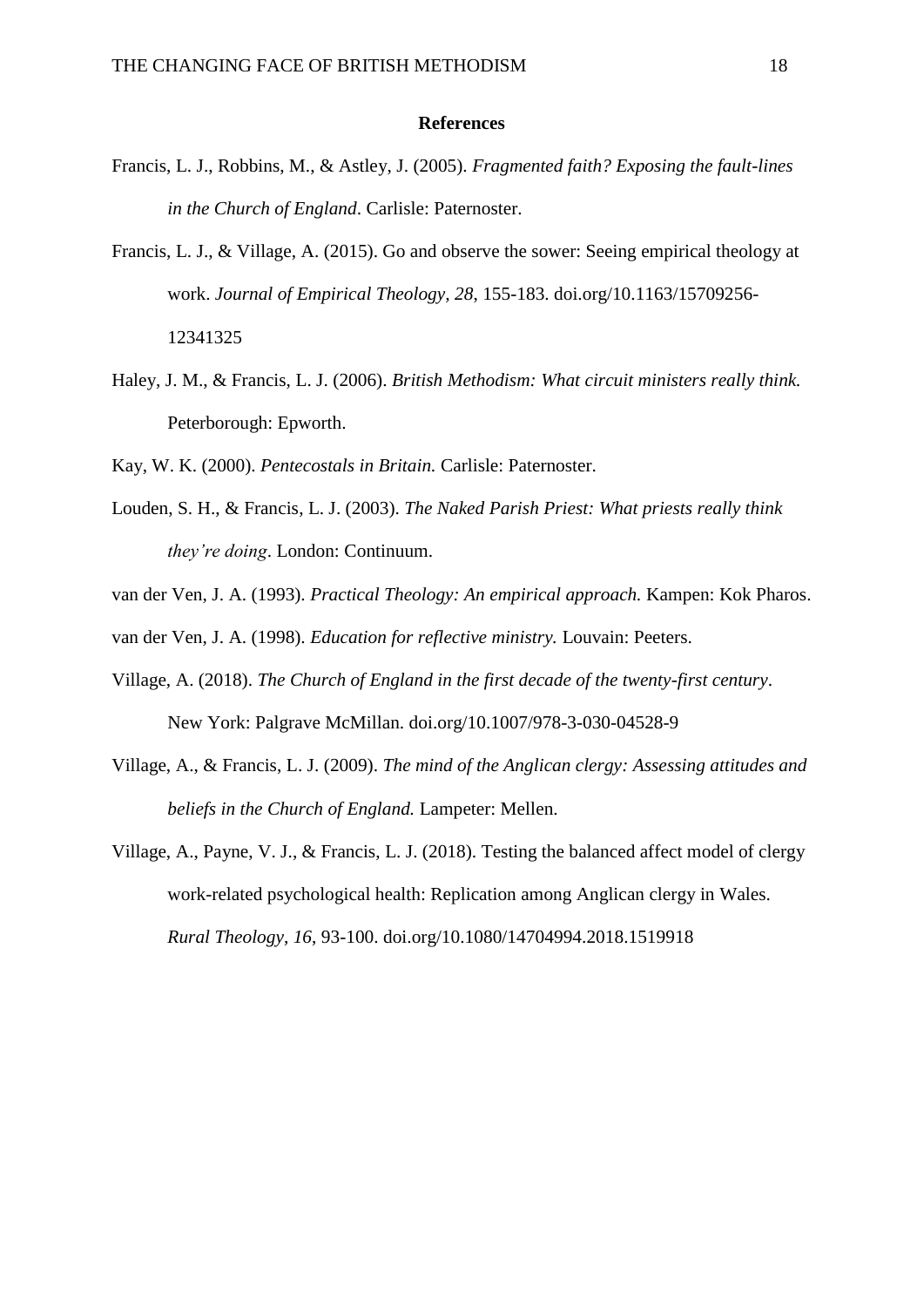# References

Francis, L. J., Robbins, M., & Astley, J. (2005). *Fragmented faith? Exposing the fault-lines in the Church of England*. Carlisle: Paternoster.

Francis, L. J., & Village, A. (2015). Go and observe the sower: Seeing empirical theology at work. *Journal of Empirical Theology, 28*, 155-183. doi.org/10.1163/15709256-12341325

Haley, J. M., & Francis, L. J. (2006). *British Methodism: What circuit ministers really think.* Peterborough: Epworth.

Kay, W. K. (2000). *Pentecostals in Britain.* Carlisle: Paternoster.

Louden, S. H., & Francis, L. J. (2003). *The Naked Parish Priest: What priests really think they're doing*. London: Continuum.

van der Ven, J. A. (1993). *Practical Theology: An empirical approach.* Kampen: Kok Pharos.

van der Ven, J. A. (1998). *Education for reflective ministry.* Louvain: Peeters.

Village, A. (2018). *The Church of England in the first decade of the twenty-first century*. New York: Palgrave McMillan. doi.org/10.1007/978-3-030-04528-9

Village, A., & Francis, L. J. (2009). *The mind of the Anglican clergy: Assessing attitudes and beliefs in the Church of England.* Lampeter: Mellen.

Village, A., Payne, V. J., & Francis, L. J. (2018). Testing the balanced affect model of clergy work-related psychological health: Replication among Anglican clergy in Wales. *Rural Theology*, *16*, 93-100. doi.org/10.1080/14704994.2018.1519918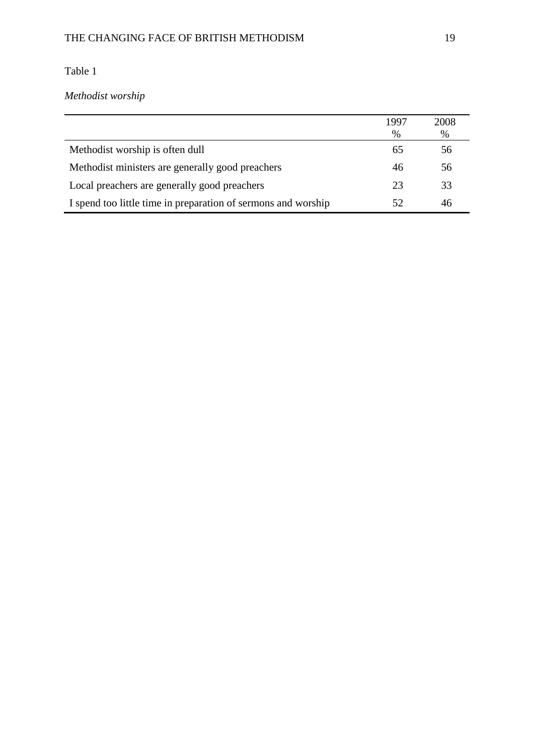Table 1

*Methodist worship*

| | 1997<br>% | 2008<br>% |
|---|---|---|
| Methodist worship is often dull | 65 | 56 |
| Methodist ministers are generally good preachers | 46 | 56 |
| Local preachers are generally good preachers | 23 | 33 |
| I spend too little time in preparation of sermons and worship | 52 | 46 |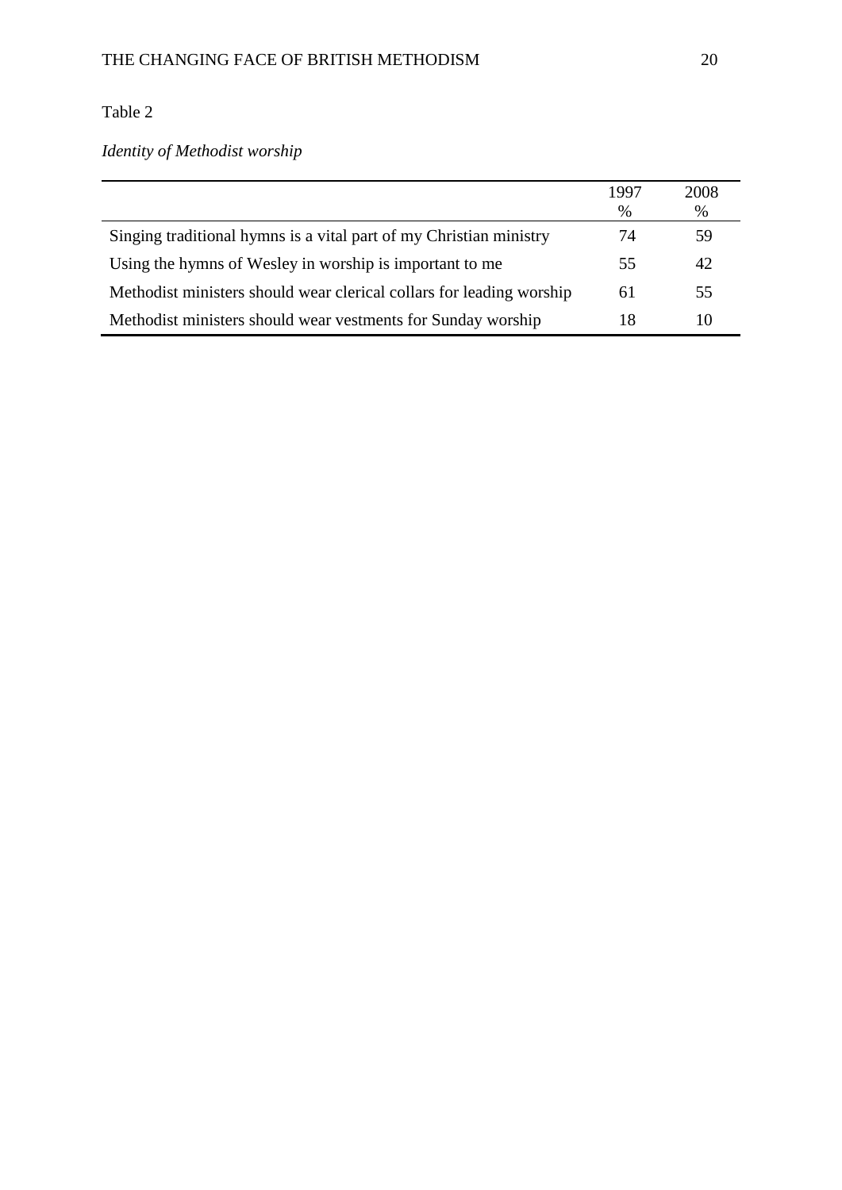Table 2

*Identity of Methodist worship*

| | 1997<br>% | 2008<br>% |
|---|---|---|
| Singing traditional hymns is a vital part of my Christian ministry | 74 | 59 |
| Using the hymns of Wesley in worship is important to me | 55 | 42 |
| Methodist ministers should wear clerical collars for leading worship | 61 | 55 |
| Methodist ministers should wear vestments for Sunday worship | 18 | 10 |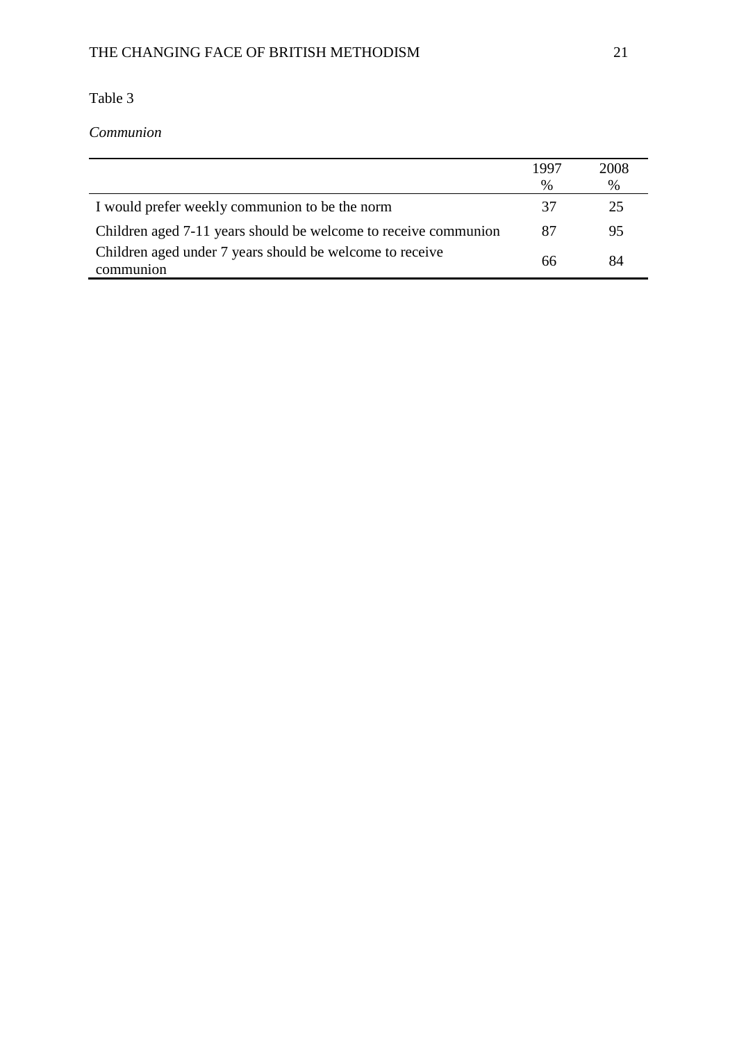Table 3

*Communion*

| | 1997 % | 2008 % |
|---|---|---|
| I would prefer weekly communion to be the norm | 37 | 25 |
| Children aged 7-11 years should be welcome to receive communion | 87 | 95 |
| Children aged under 7 years should be welcome to receive communion | 66 | 84 |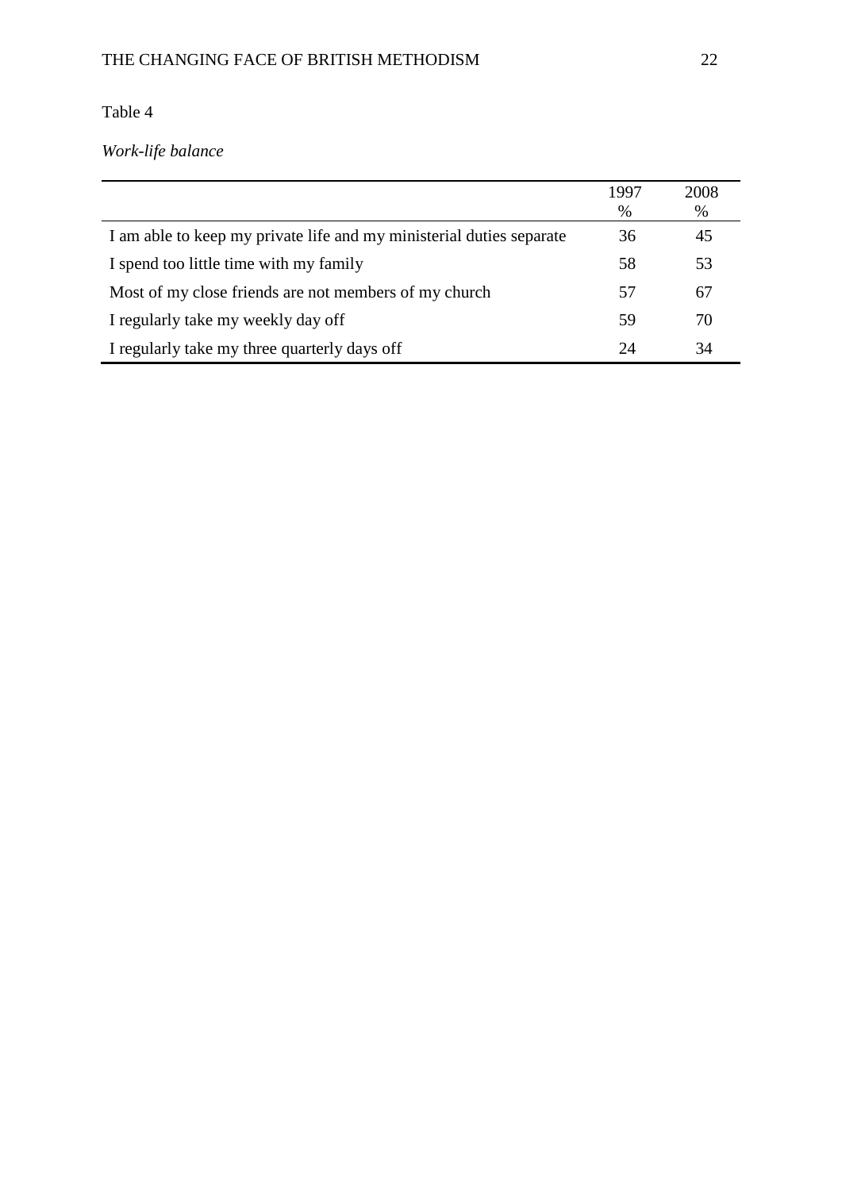Table 4

*Work-life balance*

| | 1997<br>% | 2008<br>% |
|---|---|---|
| I am able to keep my private life and my ministerial duties separate | 36 | 45 |
| I spend too little time with my family | 58 | 53 |
| Most of my close friends are not members of my church | 57 | 67 |
| I regularly take my weekly day off | 59 | 70 |
| I regularly take my three quarterly days off | 24 | 34 |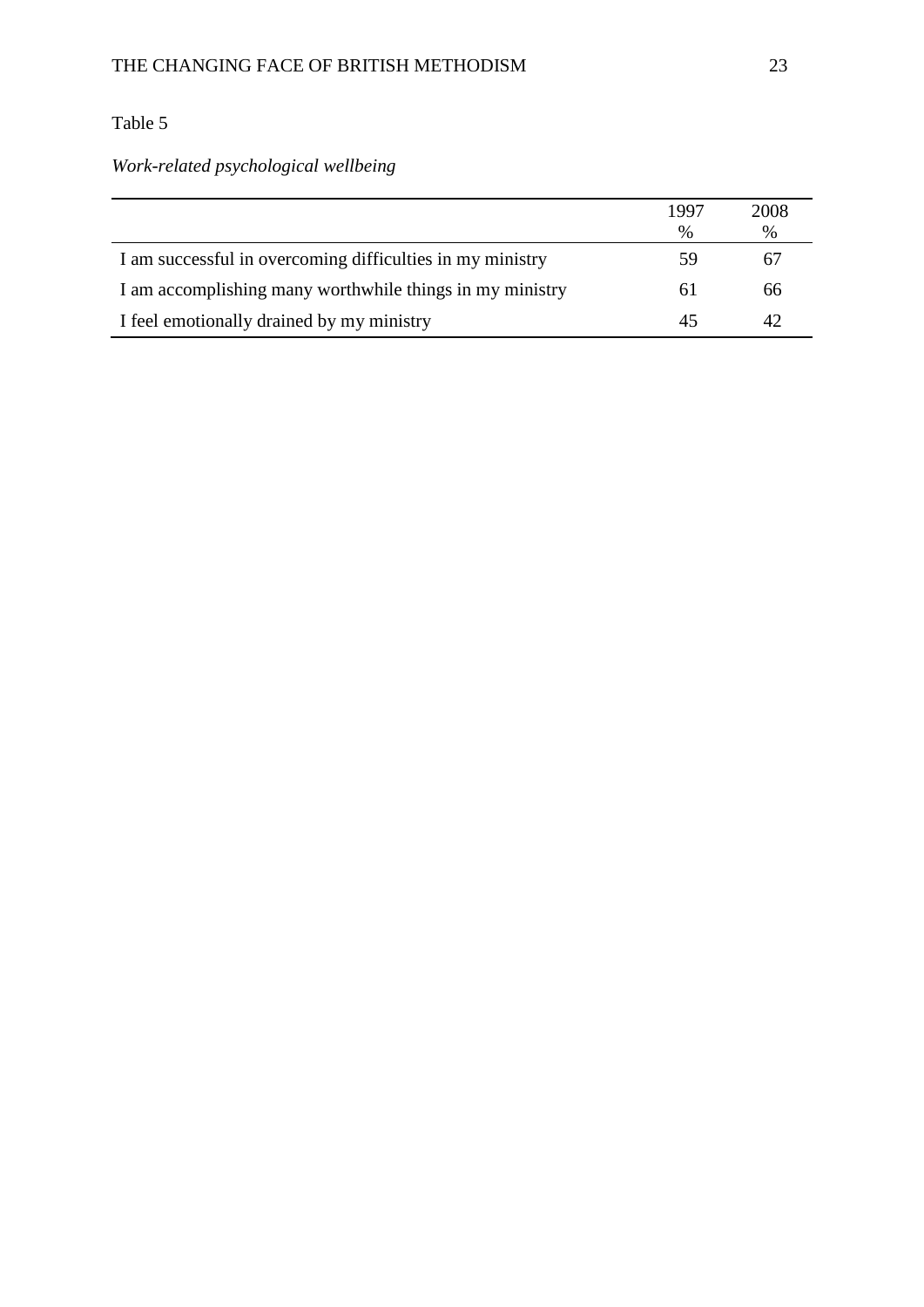Table 5

*Work-related psychological wellbeing*

| | 1997<br>% | 2008<br>% |
|---|---|---|
| I am successful in overcoming difficulties in my ministry | 59 | 67 |
| I am accomplishing many worthwhile things in my ministry | 61 | 66 |
| I feel emotionally drained by my ministry | 45 | 42 |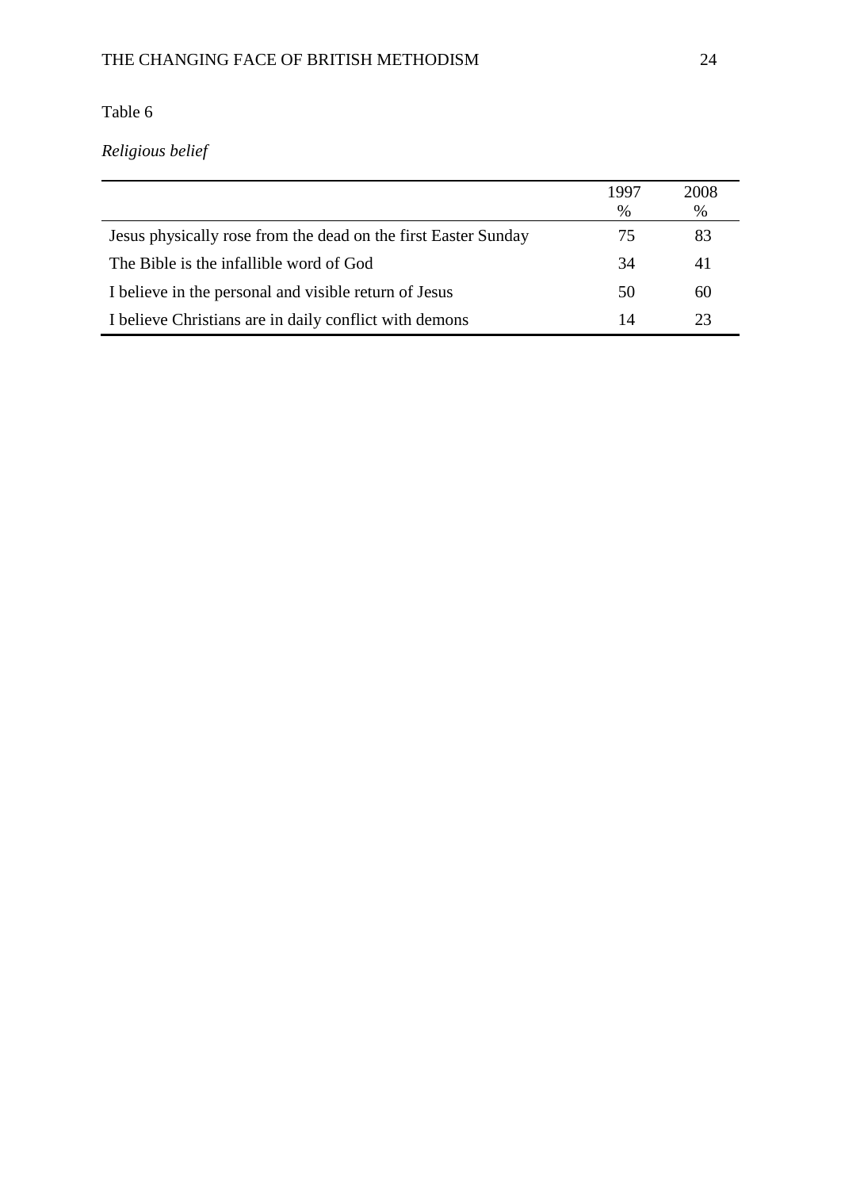Table 6

*Religious belief*

| | 1997<br>% | 2008<br>% |
|---|---|---|
| Jesus physically rose from the dead on the first Easter Sunday | 75 | 83 |
| The Bible is the infallible word of God | 34 | 41 |
| I believe in the personal and visible return of Jesus | 50 | 60 |
| I believe Christians are in daily conflict with demons | 14 | 23 |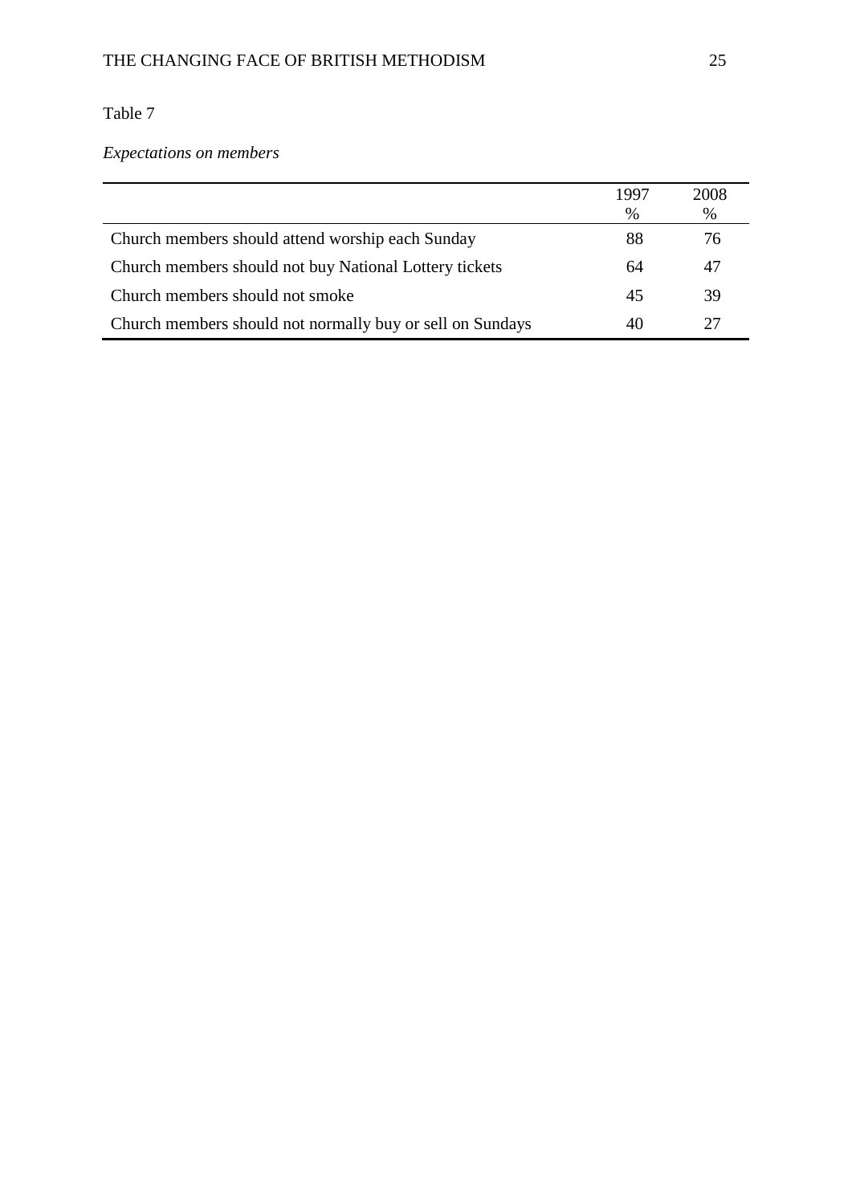Table 7

*Expectations on members*

| | 1997 % | 2008 % |
|---|---|---|
| Church members should attend worship each Sunday | 88 | 76 |
| Church members should not buy National Lottery tickets | 64 | 47 |
| Church members should not smoke | 45 | 39 |
| Church members should not normally buy or sell on Sundays | 40 | 27 |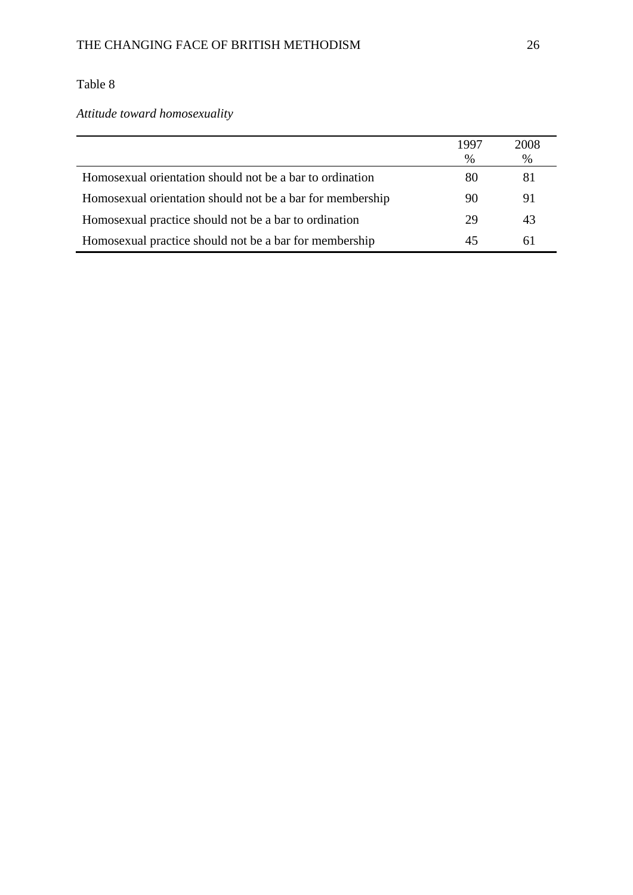Table 8

*Attitude toward homosexuality*

| | 1997 % | 2008 % |
|---|---|---|
| Homosexual orientation should not be a bar to ordination | 80 | 81 |
| Homosexual orientation should not be a bar for membership | 90 | 91 |
| Homosexual practice should not be a bar to ordination | 29 | 43 |
| Homosexual practice should not be a bar for membership | 45 | 61 |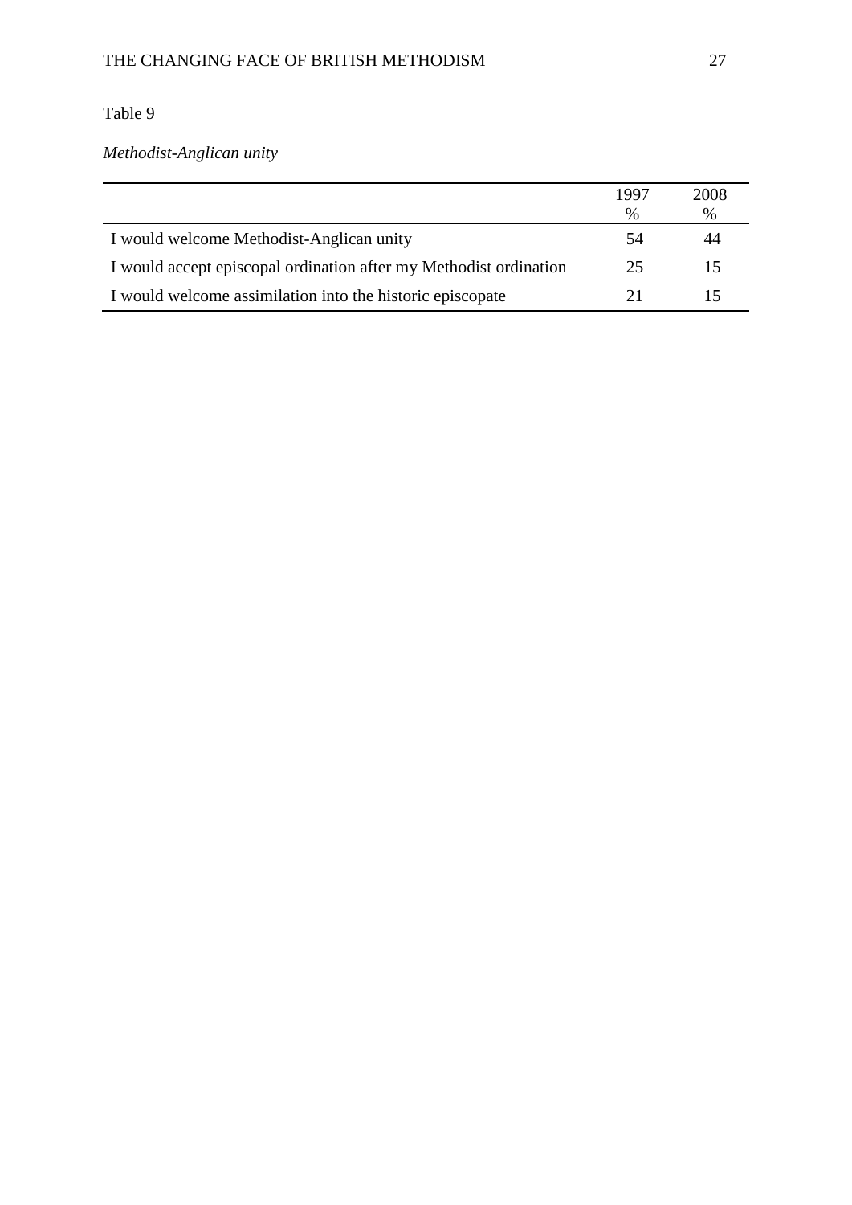Table 9

*Methodist-Anglican unity*

| | 1997<br>% | 2008<br>% |
|---|---|---|
| I would welcome Methodist-Anglican unity | 54 | 44 |
| I would accept episcopal ordination after my Methodist ordination | 25 | 15 |
| I would welcome assimilation into the historic episcopate | 21 | 15 |